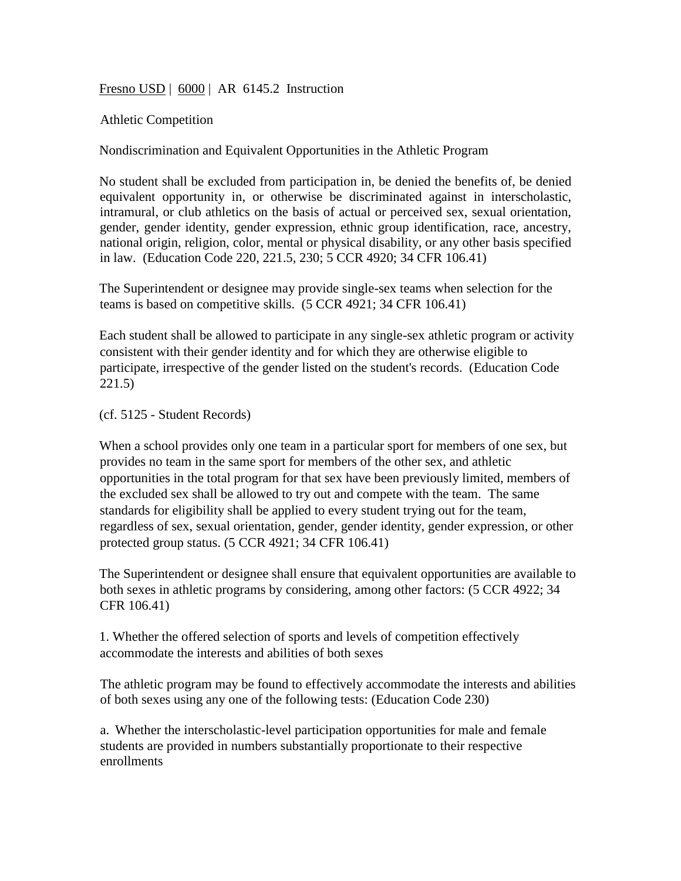Fresno USD | 6000 | AR 6145.2 Instruction

Athletic Competition

Nondiscrimination and Equivalent Opportunities in the Athletic Program

No student shall be excluded from participation in, be denied the benefits of, be denied equivalent opportunity in, or otherwise be discriminated against in interscholastic, intramural, or club athletics on the basis of actual or perceived sex, sexual orientation, gender, gender identity, gender expression, ethnic group identification, race, ancestry, national origin, religion, color, mental or physical disability, or any other basis specified in law. (Education Code 220, 221.5, 230; 5 CCR 4920; 34 CFR 106.41)

The Superintendent or designee may provide single-sex teams when selection for the teams is based on competitive skills. (5 CCR 4921; 34 CFR 106.41)

Each student shall be allowed to participate in any single-sex athletic program or activity consistent with their gender identity and for which they are otherwise eligible to participate, irrespective of the gender listed on the student's records. (Education Code 221.5)

(cf. 5125 - Student Records)

When a school provides only one team in a particular sport for members of one sex, but provides no team in the same sport for members of the other sex, and athletic opportunities in the total program for that sex have been previously limited, members of the excluded sex shall be allowed to try out and compete with the team. The same standards for eligibility shall be applied to every student trying out for the team, regardless of sex, sexual orientation, gender, gender identity, gender expression, or other protected group status. (5 CCR 4921; 34 CFR 106.41)

The Superintendent or designee shall ensure that equivalent opportunities are available to both sexes in athletic programs by considering, among other factors: (5 CCR 4922; 34 CFR 106.41)

1. Whether the offered selection of sports and levels of competition effectively accommodate the interests and abilities of both sexes

The athletic program may be found to effectively accommodate the interests and abilities of both sexes using any one of the following tests: (Education Code 230)

a. Whether the interscholastic-level participation opportunities for male and female students are provided in numbers substantially proportionate to their respective enrollments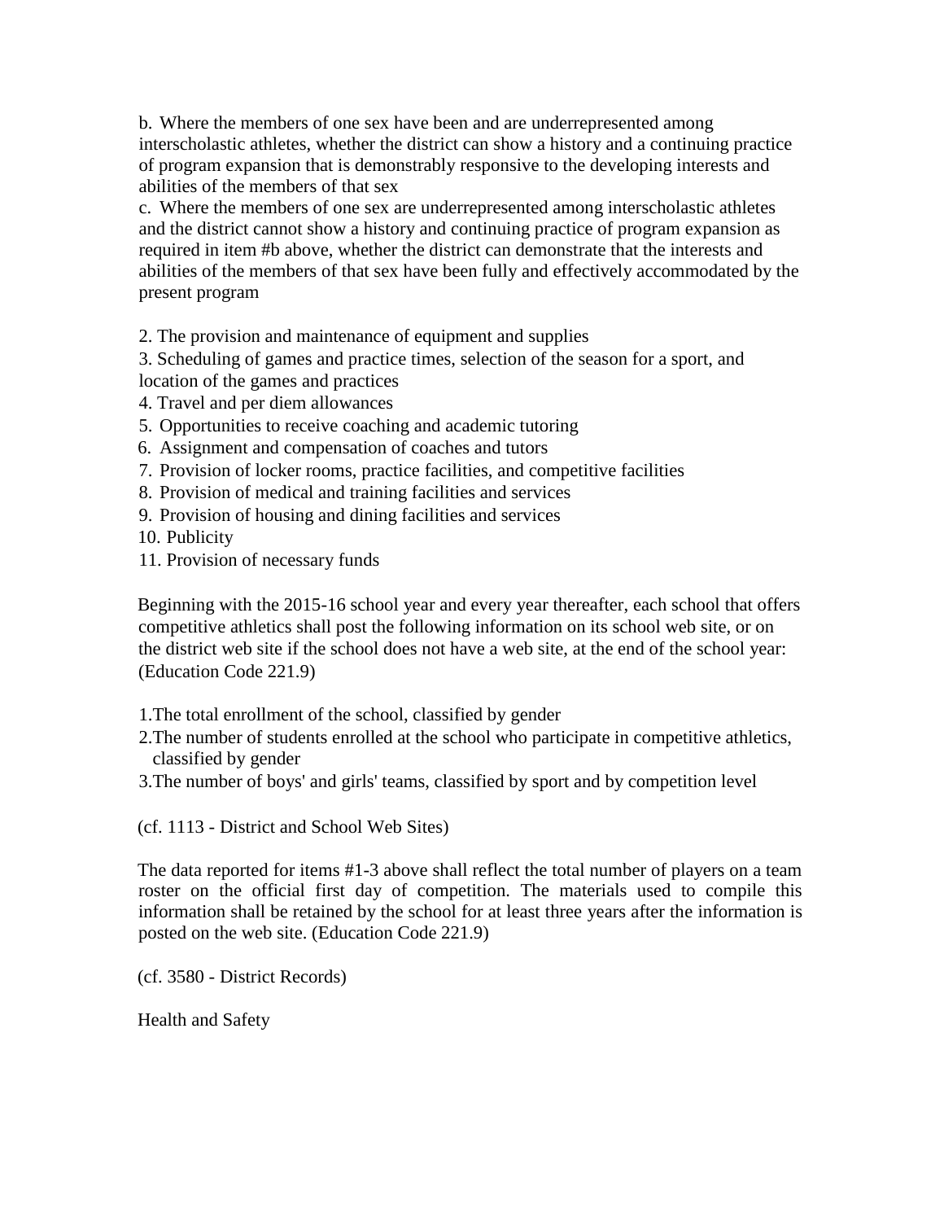b. Where the members of one sex have been and are underrepresented among interscholastic athletes, whether the district can show a history and a continuing practice of program expansion that is demonstrably responsive to the developing interests and abilities of the members of that sex

c. Where the members of one sex are underrepresented among interscholastic athletes and the district cannot show a history and continuing practice of program expansion as required in item #b above, whether the district can demonstrate that the interests and abilities of the members of that sex have been fully and effectively accommodated by the present program

2. The provision and maintenance of equipment and supplies
3. Scheduling of games and practice times, selection of the season for a sport, and location of the games and practices
4. Travel and per diem allowances
5. Opportunities to receive coaching and academic tutoring
6. Assignment and compensation of coaches and tutors
7. Provision of locker rooms, practice facilities, and competitive facilities
8. Provision of medical and training facilities and services
9. Provision of housing and dining facilities and services
10. Publicity
11. Provision of necessary funds

Beginning with the 2015-16 school year and every year thereafter, each school that offers competitive athletics shall post the following information on its school web site, or on the district web site if the school does not have a web site, at the end of the school year: (Education Code 221.9)

1. The total enrollment of the school, classified by gender
2. The number of students enrolled at the school who participate in competitive athletics, classified by gender
3. The number of boys' and girls' teams, classified by sport and by competition level

(cf. 1113 - District and School Web Sites)

The data reported for items #1-3 above shall reflect the total number of players on a team roster on the official first day of competition. The materials used to compile this information shall be retained by the school for at least three years after the information is posted on the web site. (Education Code 221.9)

(cf. 3580 - District Records)

Health and Safety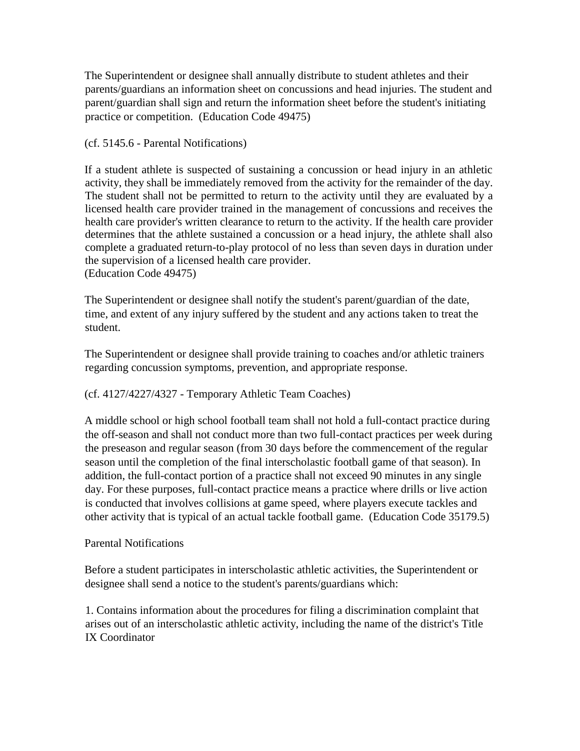The Superintendent or designee shall annually distribute to student athletes and their parents/guardians an information sheet on concussions and head injuries. The student and parent/guardian shall sign and return the information sheet before the student's initiating practice or competition. (Education Code 49475)

(cf. 5145.6 - Parental Notifications)

If a student athlete is suspected of sustaining a concussion or head injury in an athletic activity, they shall be immediately removed from the activity for the remainder of the day. The student shall not be permitted to return to the activity until they are evaluated by a licensed health care provider trained in the management of concussions and receives the health care provider's written clearance to return to the activity. If the health care provider determines that the athlete sustained a concussion or a head injury, the athlete shall also complete a graduated return-to-play protocol of no less than seven days in duration under the supervision of a licensed health care provider.
(Education Code 49475)

The Superintendent or designee shall notify the student's parent/guardian of the date, time, and extent of any injury suffered by the student and any actions taken to treat the student.

The Superintendent or designee shall provide training to coaches and/or athletic trainers regarding concussion symptoms, prevention, and appropriate response.

(cf. 4127/4227/4327 - Temporary Athletic Team Coaches)

A middle school or high school football team shall not hold a full-contact practice during the off-season and shall not conduct more than two full-contact practices per week during the preseason and regular season (from 30 days before the commencement of the regular season until the completion of the final interscholastic football game of that season). In addition, the full-contact portion of a practice shall not exceed 90 minutes in any single day. For these purposes, full-contact practice means a practice where drills or live action is conducted that involves collisions at game speed, where players execute tackles and other activity that is typical of an actual tackle football game. (Education Code 35179.5)

Parental Notifications

Before a student participates in interscholastic athletic activities, the Superintendent or designee shall send a notice to the student's parents/guardians which:

1. Contains information about the procedures for filing a discrimination complaint that arises out of an interscholastic athletic activity, including the name of the district's Title IX Coordinator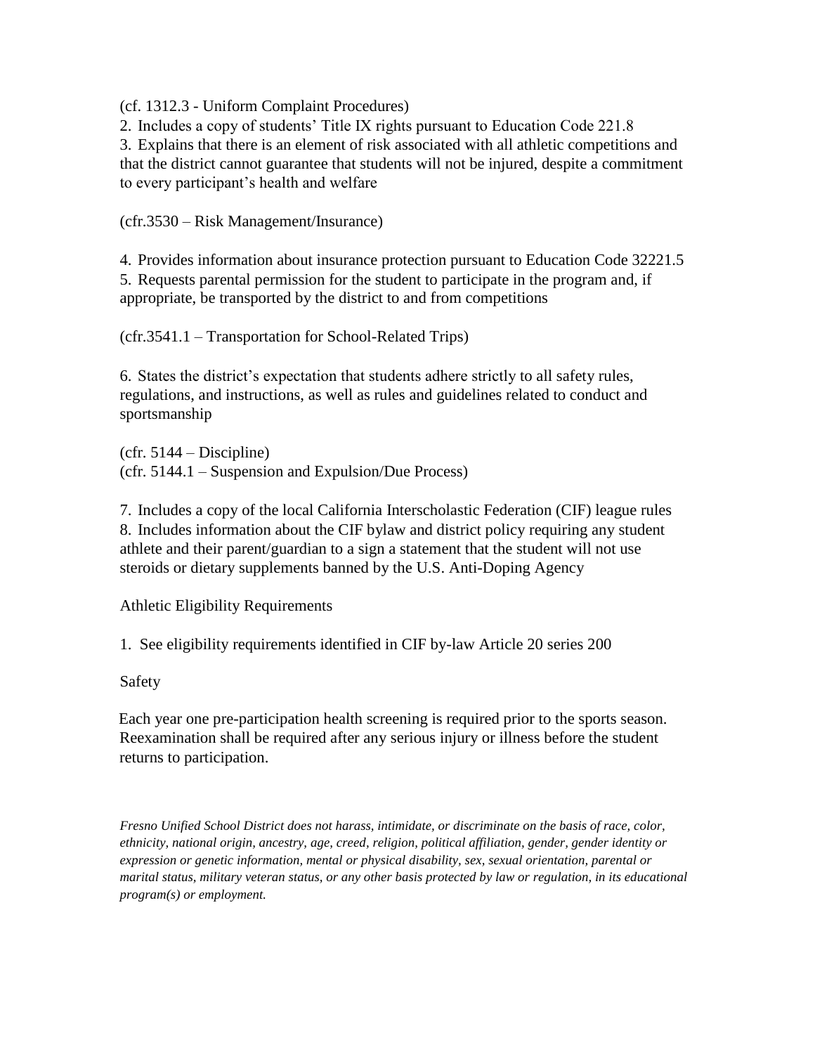(cf. 1312.3 - Uniform Complaint Procedures)

2. Includes a copy of students' Title IX rights pursuant to Education Code 221.8
3. Explains that there is an element of risk associated with all athletic competitions and that the district cannot guarantee that students will not be injured, despite a commitment to every participant's health and welfare

(cfr.3530 – Risk Management/Insurance)

4. Provides information about insurance protection pursuant to Education Code 32221.5
5. Requests parental permission for the student to participate in the program and, if appropriate, be transported by the district to and from competitions

(cfr.3541.1 – Transportation for School-Related Trips)

6. States the district's expectation that students adhere strictly to all safety rules, regulations, and instructions, as well as rules and guidelines related to conduct and sportsmanship

(cfr. 5144 – Discipline)
(cfr. 5144.1 – Suspension and Expulsion/Due Process)

7. Includes a copy of the local California Interscholastic Federation (CIF) league rules
8. Includes information about the CIF bylaw and district policy requiring any student athlete and their parent/guardian to a sign a statement that the student will not use steroids or dietary supplements banned by the U.S. Anti-Doping Agency

Athletic Eligibility Requirements

1. See eligibility requirements identified in CIF by-law Article 20 series 200

Safety

Each year one pre-participation health screening is required prior to the sports season. Reexamination shall be required after any serious injury or illness before the student returns to participation.

*Fresno Unified School District does not harass, intimidate, or discriminate on the basis of race, color, ethnicity, national origin, ancestry, age, creed, religion, political affiliation, gender, gender identity or expression or genetic information, mental or physical disability, sex, sexual orientation, parental or marital status, military veteran status, or any other basis protected by law or regulation, in its educational program(s) or employment.*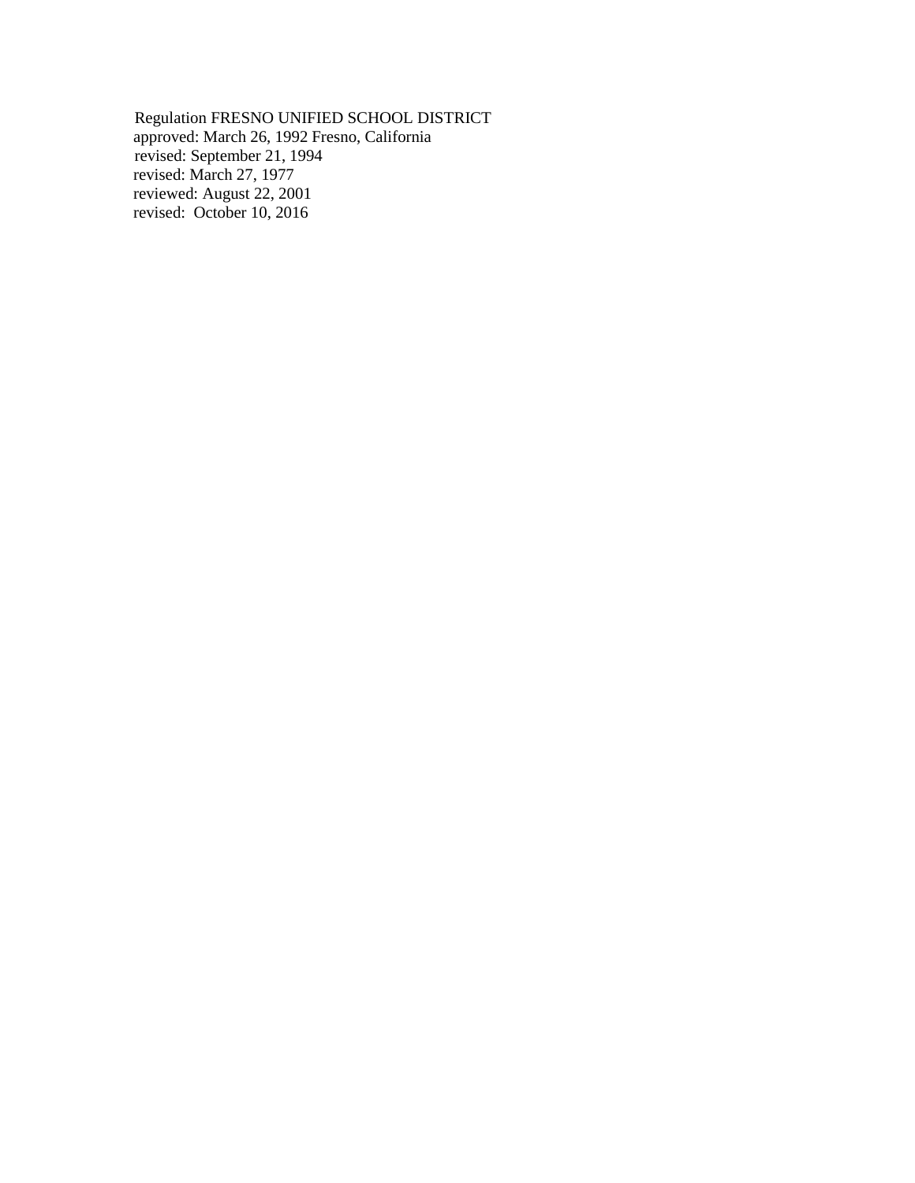Regulation FRESNO UNIFIED SCHOOL DISTRICT
approved: March 26, 1992 Fresno, California
revised: September 21, 1994
revised: March 27, 1977
reviewed: August 22, 2001
revised: October 10, 2016